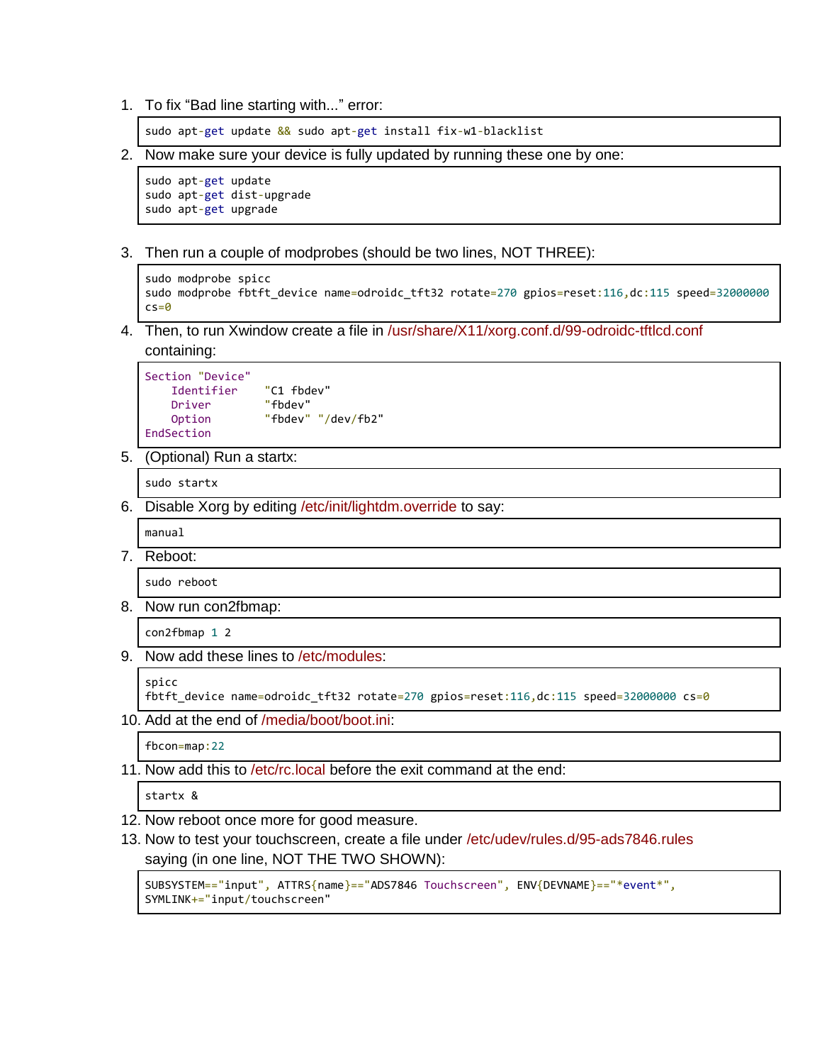1. To fix “Bad line starting with...” error:

```
sudo apt-get update && sudo apt-get install fix-w1-blacklist
```

2. Now make sure your device is fully updated by running these one by one:

```
sudo apt-get update
sudo apt-get dist-upgrade
sudo apt-get upgrade
```

3. Then run a couple of modprobes (should be two lines, NOT THREE):

```
sudo modprobe spicc
sudo modprobe fbtft_device name=odroidc_tft32 rotate=270 gpios=reset:116,dc:115 speed=32000000
cs=0
```

4. Then, to run Xwindow create a file in /usr/share/X11/xorg.conf.d/99-odroidc-tftlcd.conf containing:

```
Section "Device"
    Identifier    "C1 fbdev"
    Driver        "fbdev"
    Option        "fbdev" "/dev/fb2"
EndSection
```

5. (Optional) Run a startx:

```
sudo startx
```

6. Disable Xorg by editing /etc/init/lightdm.override to say:

```
manual
```

7. Reboot:

```
sudo reboot
```

8. Now run con2fbmap:

```
con2fbmap 1 2
```

9. Now add these lines to /etc/modules:

```
spicc
fbtft_device name=odroidc_tft32 rotate=270 gpios=reset:116,dc:115 speed=32000000 cs=0
```

10. Add at the end of /media/boot/boot.ini:

```
fbcon=map:22
```

11. Now add this to /etc/rc.local before the exit command at the end:

```
startx &
```

12. Now reboot once more for good measure.
13. Now to test your touchscreen, create a file under /etc/udev/rules.d/95-ads7846.rules saying (in one line, NOT THE TWO SHOWN):

```
SUBSYSTEM=="input", ATTRS{name}=="ADS7846 Touchscreen", ENV{DEVNAME}=="*event*",
SYMLINK+="input/touchscreen"
```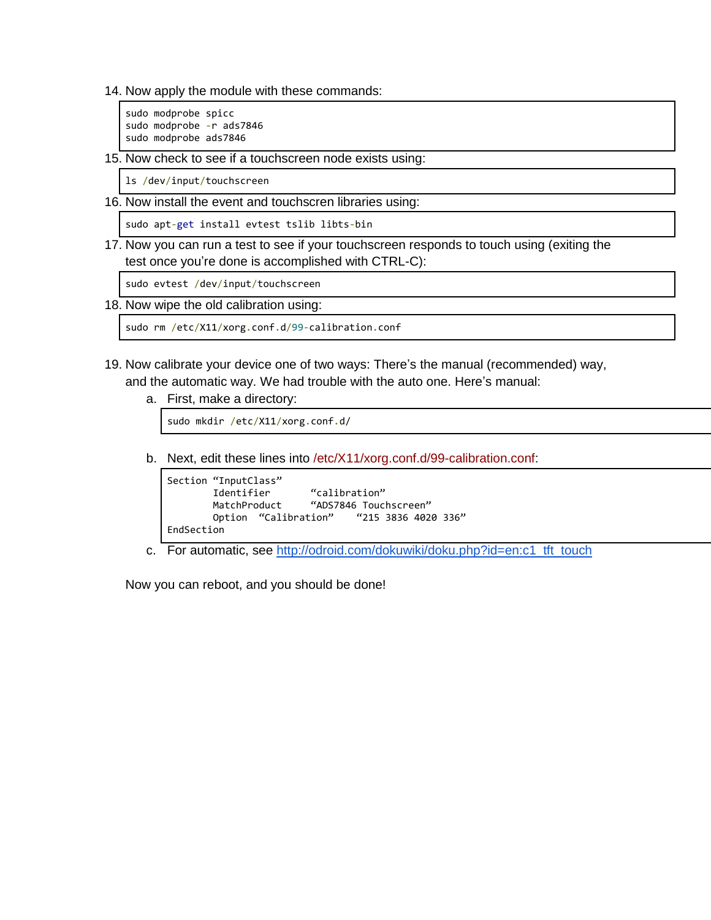14. Now apply the module with these commands:

```
sudo modprobe spicc
sudo modprobe -r ads7846
sudo modprobe ads7846
```

15. Now check to see if a touchscreen node exists using:

```
ls /dev/input/touchscreen
```

16. Now install the event and touchscren libraries using:

```
sudo apt-get install evtest tslib libts-bin
```

17. Now you can run a test to see if your touchscreen responds to touch using (exiting the test once you're done is accomplished with CTRL-C):

```
sudo evtest /dev/input/touchscreen
```

18. Now wipe the old calibration using:

```
sudo rm /etc/X11/xorg.conf.d/99-calibration.conf
```

19. Now calibrate your device one of two ways: There's the manual (recommended) way, and the automatic way. We had trouble with the auto one. Here's manual:
    a. First, make a directory:

    ```
    sudo mkdir /etc/X11/xorg.conf.d/
    ```

    b. Next, edit these lines into /etc/X11/xorg.conf.d/99-calibration.conf:

    ```
    Section “InputClass”
            Identifier       “calibration”
            MatchProduct     “ADS7846 Touchscreen”
            Option  “Calibration”    “215 3836 4020 336”
    EndSection
    ```

    c. For automatic, see http://odroid.com/dokuwiki/doku.php?id=en:c1_tft_touch

Now you can reboot, and you should be done!